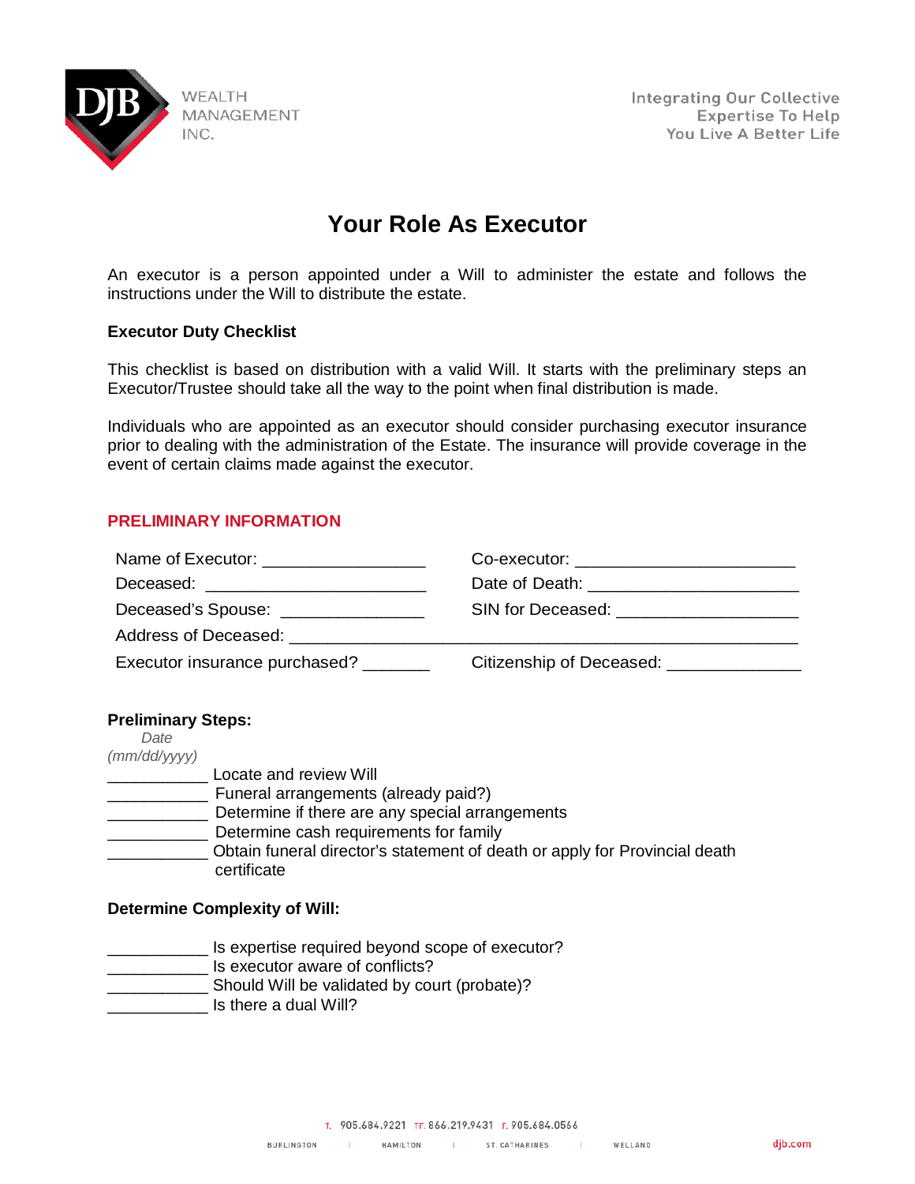DJB WEALTH MANAGEMENT INC.

Integrating Our Collective Expertise To Help You Live A Better Life

# Your Role As Executor

An executor is a person appointed under a Will to administer the estate and follows the instructions under the Will to distribute the estate.

**Executor Duty Checklist**

This checklist is based on distribution with a valid Will. It starts with the preliminary steps an Executor/Trustee should take all the way to the point when final distribution is made.

Individuals who are appointed as an executor should consider purchasing executor insurance prior to dealing with the administration of the Estate. The insurance will provide coverage in the event of certain claims made against the executor.

## PRELIMINARY INFORMATION

Name of Executor: _________________ Co-executor: _______________________

Deceased: _______________________ Date of Death: ______________________

Deceased's Spouse: _______________ SIN for Deceased: ___________________

Address of Deceased: _____________________________________________________

Executor insurance purchased? _______ Citizenship of Deceased: ______________

**Preliminary Steps:**

*Date (mm/dd/yyyy)*

___________ Locate and review Will
___________ Funeral arrangements (already paid?)
___________ Determine if there are any special arrangements
___________ Determine cash requirements for family
___________ Obtain funeral director's statement of death or apply for Provincial death certificate

**Determine Complexity of Will:**

___________ Is expertise required beyond scope of executor?
___________ Is executor aware of conflicts?
___________ Should Will be validated by court (probate)?
___________ Is there a dual Will?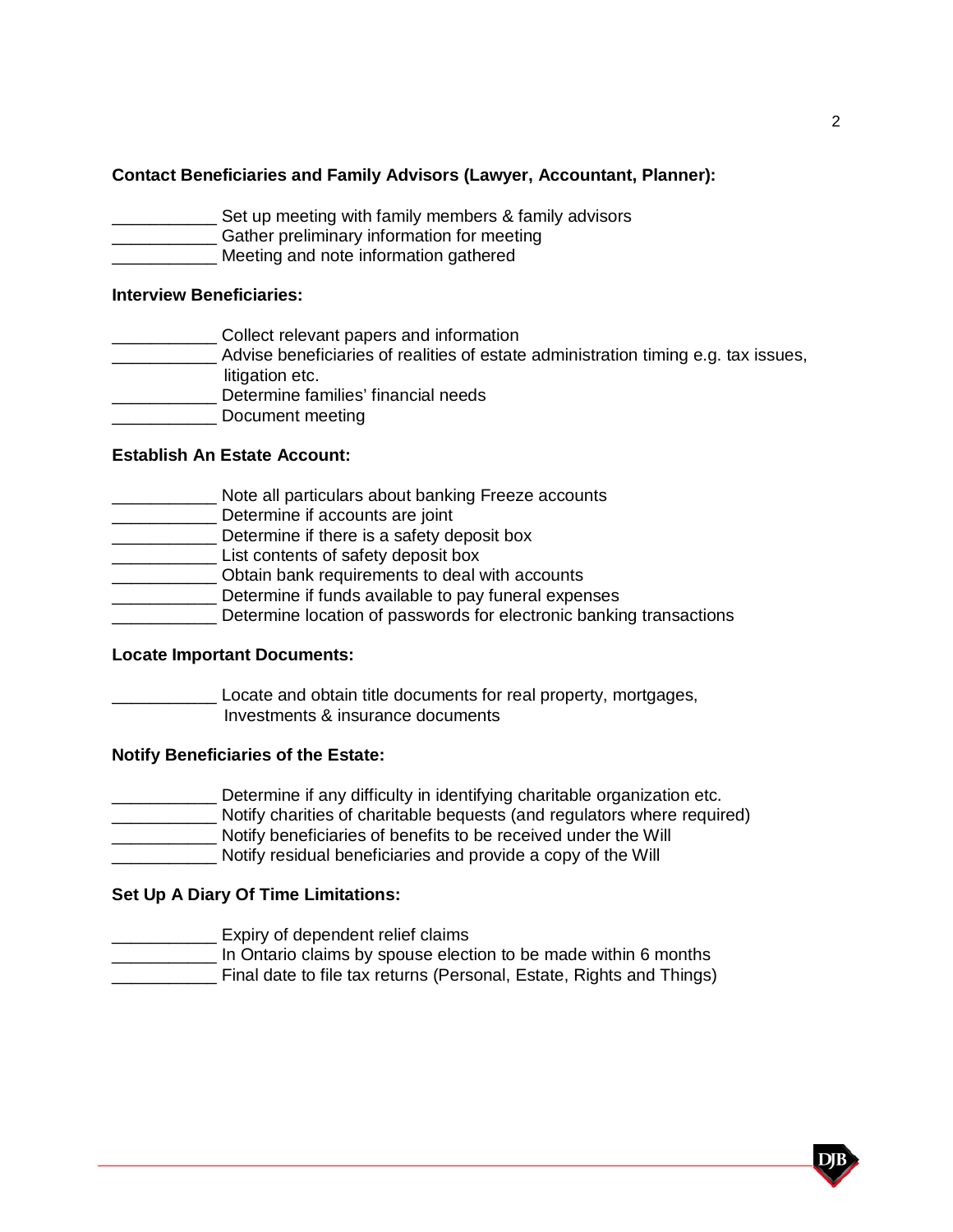**Contact Beneficiaries and Family Advisors (Lawyer, Accountant, Planner):**

___________ Set up meeting with family members & family advisors
___________ Gather preliminary information for meeting
___________ Meeting and note information gathered

**Interview Beneficiaries:**

___________ Collect relevant papers and information
___________ Advise beneficiaries of realities of estate administration timing e.g. tax issues, litigation etc.
___________ Determine families' financial needs
___________ Document meeting

**Establish An Estate Account:**

___________ Note all particulars about banking Freeze accounts
___________ Determine if accounts are joint
___________ Determine if there is a safety deposit box
___________ List contents of safety deposit box
___________ Obtain bank requirements to deal with accounts
___________ Determine if funds available to pay funeral expenses
___________ Determine location of passwords for electronic banking transactions

**Locate Important Documents:**

___________ Locate and obtain title documents for real property, mortgages, Investments & insurance documents

**Notify Beneficiaries of the Estate:**

___________ Determine if any difficulty in identifying charitable organization etc.
___________ Notify charities of charitable bequests (and regulators where required)
___________ Notify beneficiaries of benefits to be received under the Will
___________ Notify residual beneficiaries and provide a copy of the Will

**Set Up A Diary Of Time Limitations:**

___________ Expiry of dependent relief claims
___________ In Ontario claims by spouse election to be made within 6 months
___________ Final date to file tax returns (Personal, Estate, Rights and Things)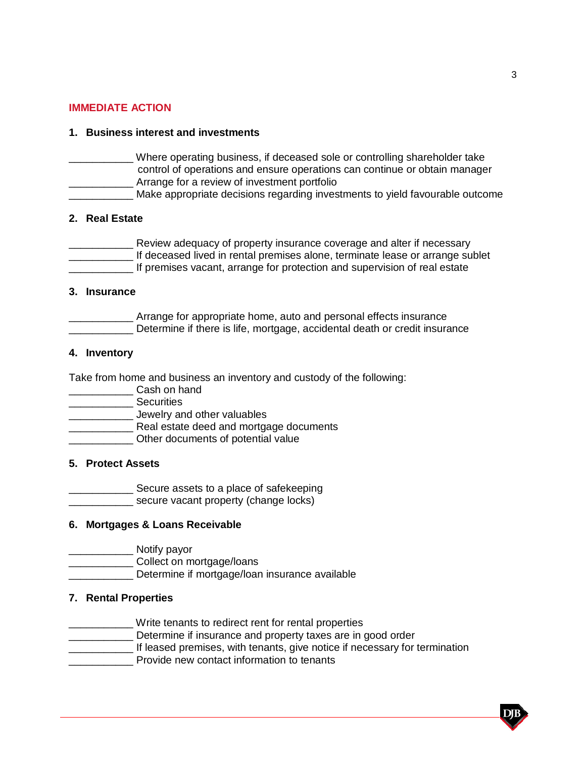## IMMEDIATE ACTION

### 1. Business interest and investments

___________ Where operating business, if deceased sole or controlling shareholder take control of operations and ensure operations can continue or obtain manager
___________ Arrange for a review of investment portfolio
___________ Make appropriate decisions regarding investments to yield favourable outcome

### 2. Real Estate

___________ Review adequacy of property insurance coverage and alter if necessary
___________ If deceased lived in rental premises alone, terminate lease or arrange sublet
___________ If premises vacant, arrange for protection and supervision of real estate

### 3. Insurance

___________ Arrange for appropriate home, auto and personal effects insurance
___________ Determine if there is life, mortgage, accidental death or credit insurance

### 4. Inventory

Take from home and business an inventory and custody of the following:
___________ Cash on hand
___________ Securities
___________ Jewelry and other valuables
___________ Real estate deed and mortgage documents
___________ Other documents of potential value

### 5. Protect Assets

___________ Secure assets to a place of safekeeping
___________ secure vacant property (change locks)

### 6. Mortgages & Loans Receivable

___________ Notify payor
___________ Collect on mortgage/loans
___________ Determine if mortgage/loan insurance available

### 7. Rental Properties

___________ Write tenants to redirect rent for rental properties
___________ Determine if insurance and property taxes are in good order
___________ If leased premises, with tenants, give notice if necessary for termination
___________ Provide new contact information to tenants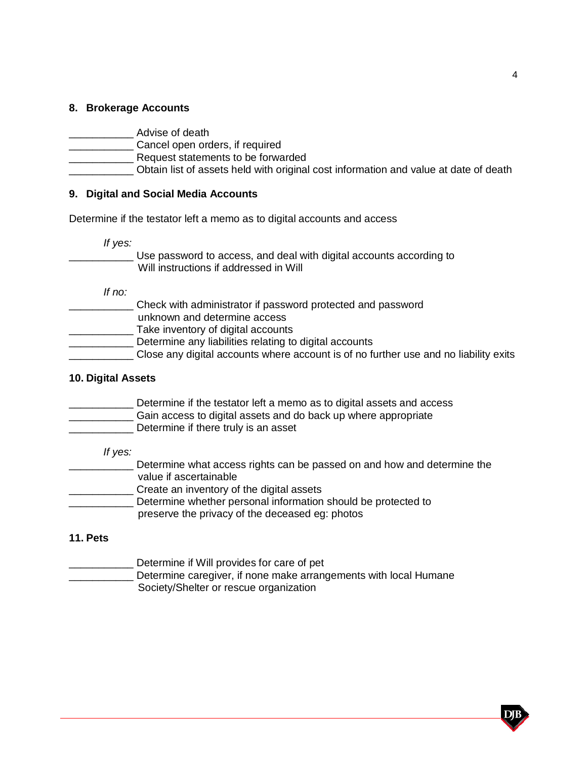**8. Brokerage Accounts**

___________ Advise of death
___________ Cancel open orders, if required
___________ Request statements to be forwarded
___________ Obtain list of assets held with original cost information and value at date of death

**9. Digital and Social Media Accounts**

Determine if the testator left a memo as to digital accounts and access

*If yes:*

___________ Use password to access, and deal with digital accounts according to Will instructions if addressed in Will

*If no:*

___________ Check with administrator if password protected and password unknown and determine access
___________ Take inventory of digital accounts
___________ Determine any liabilities relating to digital accounts
___________ Close any digital accounts where account is of no further use and no liability exits

**10. Digital Assets**

___________ Determine if the testator left a memo as to digital assets and access
___________ Gain access to digital assets and do back up where appropriate
___________ Determine if there truly is an asset

*If yes:*

___________ Determine what access rights can be passed on and how and determine the value if ascertainable
___________ Create an inventory of the digital assets
___________ Determine whether personal information should be protected to preserve the privacy of the deceased eg: photos

**11. Pets**

___________ Determine if Will provides for care of pet
___________ Determine caregiver, if none make arrangements with local Humane Society/Shelter or rescue organization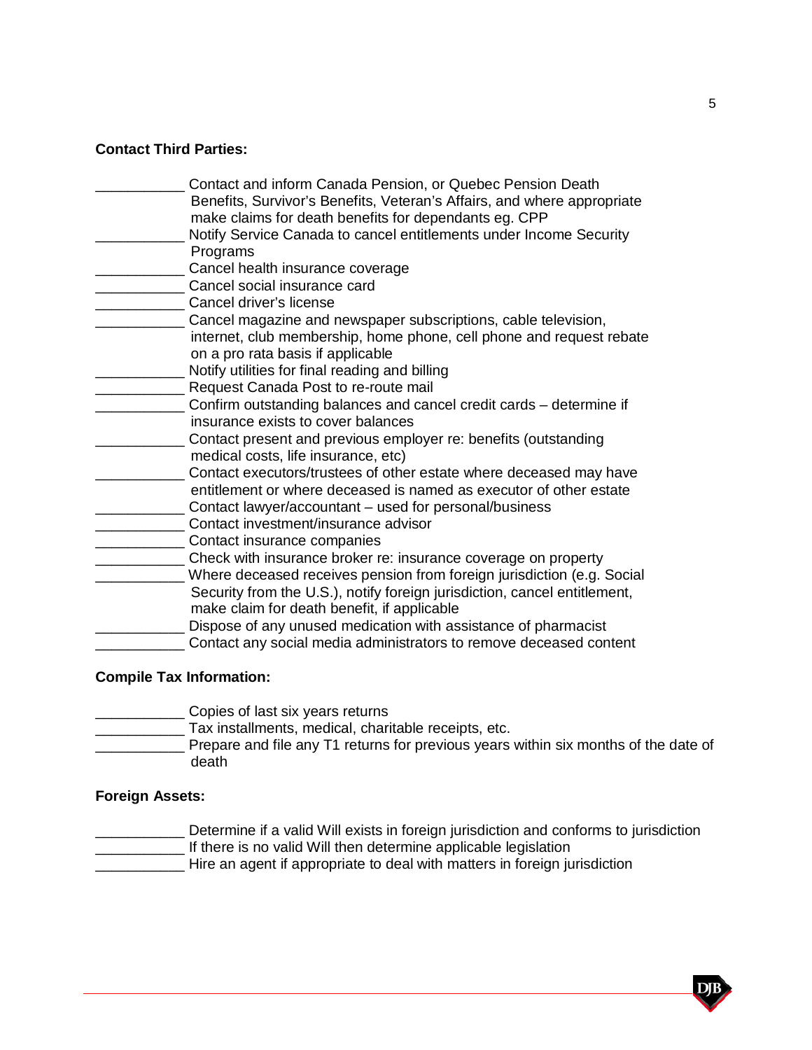**Contact Third Parties:**

___________ Contact and inform Canada Pension, or Quebec Pension Death Benefits, Survivor's Benefits, Veteran's Affairs, and where appropriate make claims for death benefits for dependants eg. CPP
___________ Notify Service Canada to cancel entitlements under Income Security Programs
___________ Cancel health insurance coverage
___________ Cancel social insurance card
___________ Cancel driver's license
___________ Cancel magazine and newspaper subscriptions, cable television, internet, club membership, home phone, cell phone and request rebate on a pro rata basis if applicable
___________ Notify utilities for final reading and billing
___________ Request Canada Post to re-route mail
___________ Confirm outstanding balances and cancel credit cards – determine if insurance exists to cover balances
___________ Contact present and previous employer re: benefits (outstanding medical costs, life insurance, etc)
___________ Contact executors/trustees of other estate where deceased may have entitlement or where deceased is named as executor of other estate
___________ Contact lawyer/accountant – used for personal/business
___________ Contact investment/insurance advisor
___________ Contact insurance companies
___________ Check with insurance broker re: insurance coverage on property
___________ Where deceased receives pension from foreign jurisdiction (e.g. Social Security from the U.S.), notify foreign jurisdiction, cancel entitlement, make claim for death benefit, if applicable
___________ Dispose of any unused medication with assistance of pharmacist
___________ Contact any social media administrators to remove deceased content

**Compile Tax Information:**

___________ Copies of last six years returns
___________ Tax installments, medical, charitable receipts, etc.
___________ Prepare and file any T1 returns for previous years within six months of the date of death

**Foreign Assets:**

___________ Determine if a valid Will exists in foreign jurisdiction and conforms to jurisdiction
___________ If there is no valid Will then determine applicable legislation
___________ Hire an agent if appropriate to deal with matters in foreign jurisdiction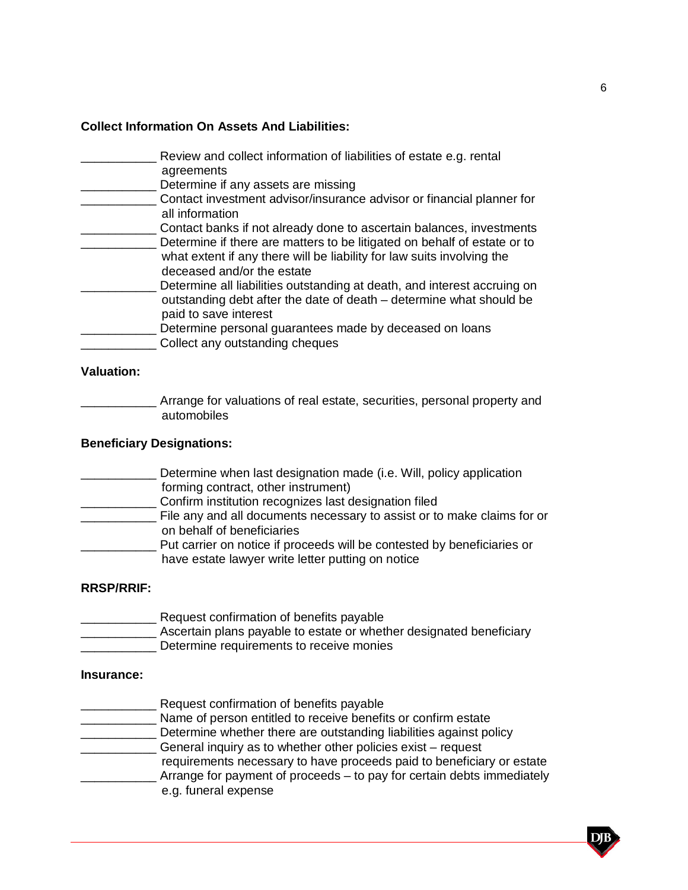**Collect Information On Assets And Liabilities:**

___________ Review and collect information of liabilities of estate e.g. rental agreements
___________ Determine if any assets are missing
___________ Contact investment advisor/insurance advisor or financial planner for all information
___________ Contact banks if not already done to ascertain balances, investments
___________ Determine if there are matters to be litigated on behalf of estate or to what extent if any there will be liability for law suits involving the deceased and/or the estate
___________ Determine all liabilities outstanding at death, and interest accruing on outstanding debt after the date of death – determine what should be paid to save interest
___________ Determine personal guarantees made by deceased on loans
___________ Collect any outstanding cheques

**Valuation:**

___________ Arrange for valuations of real estate, securities, personal property and automobiles

**Beneficiary Designations:**

___________ Determine when last designation made (i.e. Will, policy application forming contract, other instrument)
___________ Confirm institution recognizes last designation filed
___________ File any and all documents necessary to assist or to make claims for or on behalf of beneficiaries
___________ Put carrier on notice if proceeds will be contested by beneficiaries or have estate lawyer write letter putting on notice

**RRSP/RRIF:**

___________ Request confirmation of benefits payable
___________ Ascertain plans payable to estate or whether designated beneficiary
___________ Determine requirements to receive monies

**Insurance:**

___________ Request confirmation of benefits payable
___________ Name of person entitled to receive benefits or confirm estate
___________ Determine whether there are outstanding liabilities against policy
___________ General inquiry as to whether other policies exist – request requirements necessary to have proceeds paid to beneficiary or estate
___________ Arrange for payment of proceeds – to pay for certain debts immediately e.g. funeral expense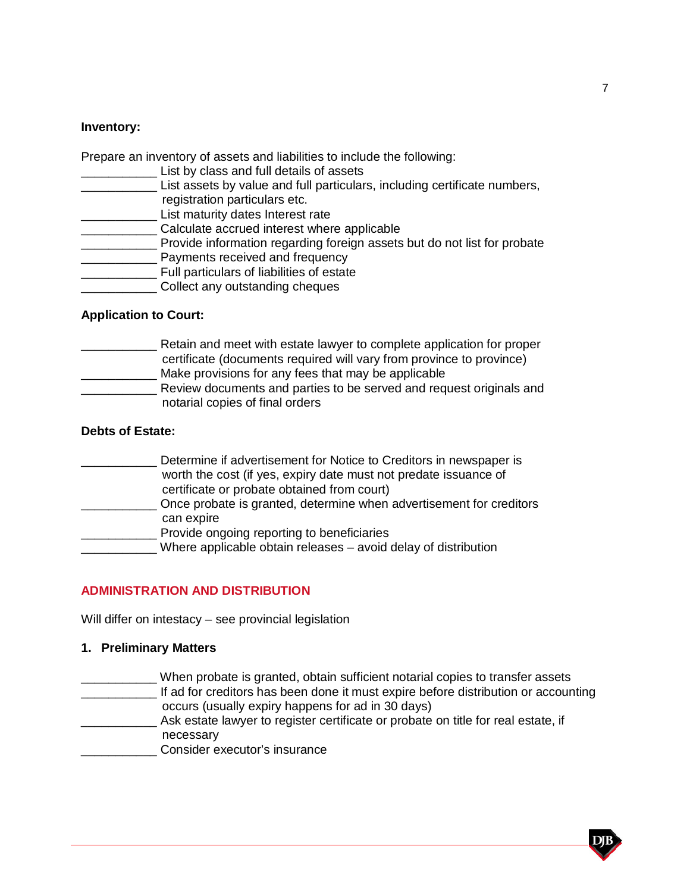**Inventory:**

Prepare an inventory of assets and liabilities to include the following:

___________ List by class and full details of assets

___________ List assets by value and full particulars, including certificate numbers, registration particulars etc.

___________ List maturity dates Interest rate

___________ Calculate accrued interest where applicable

___________ Provide information regarding foreign assets but do not list for probate

___________ Payments received and frequency

___________ Full particulars of liabilities of estate

___________ Collect any outstanding cheques

**Application to Court:**

___________ Retain and meet with estate lawyer to complete application for proper certificate (documents required will vary from province to province)

___________ Make provisions for any fees that may be applicable

___________ Review documents and parties to be served and request originals and notarial copies of final orders

**Debts of Estate:**

___________ Determine if advertisement for Notice to Creditors in newspaper is worth the cost (if yes, expiry date must not predate issuance of certificate or probate obtained from court)

___________ Once probate is granted, determine when advertisement for creditors can expire

___________ Provide ongoing reporting to beneficiaries

___________ Where applicable obtain releases – avoid delay of distribution

## ADMINISTRATION AND DISTRIBUTION

Will differ on intestacy – see provincial legislation

### 1. Preliminary Matters

___________ When probate is granted, obtain sufficient notarial copies to transfer assets

___________ If ad for creditors has been done it must expire before distribution or accounting occurs (usually expiry happens for ad in 30 days)

___________ Ask estate lawyer to register certificate or probate on title for real estate, if necessary

___________ Consider executor's insurance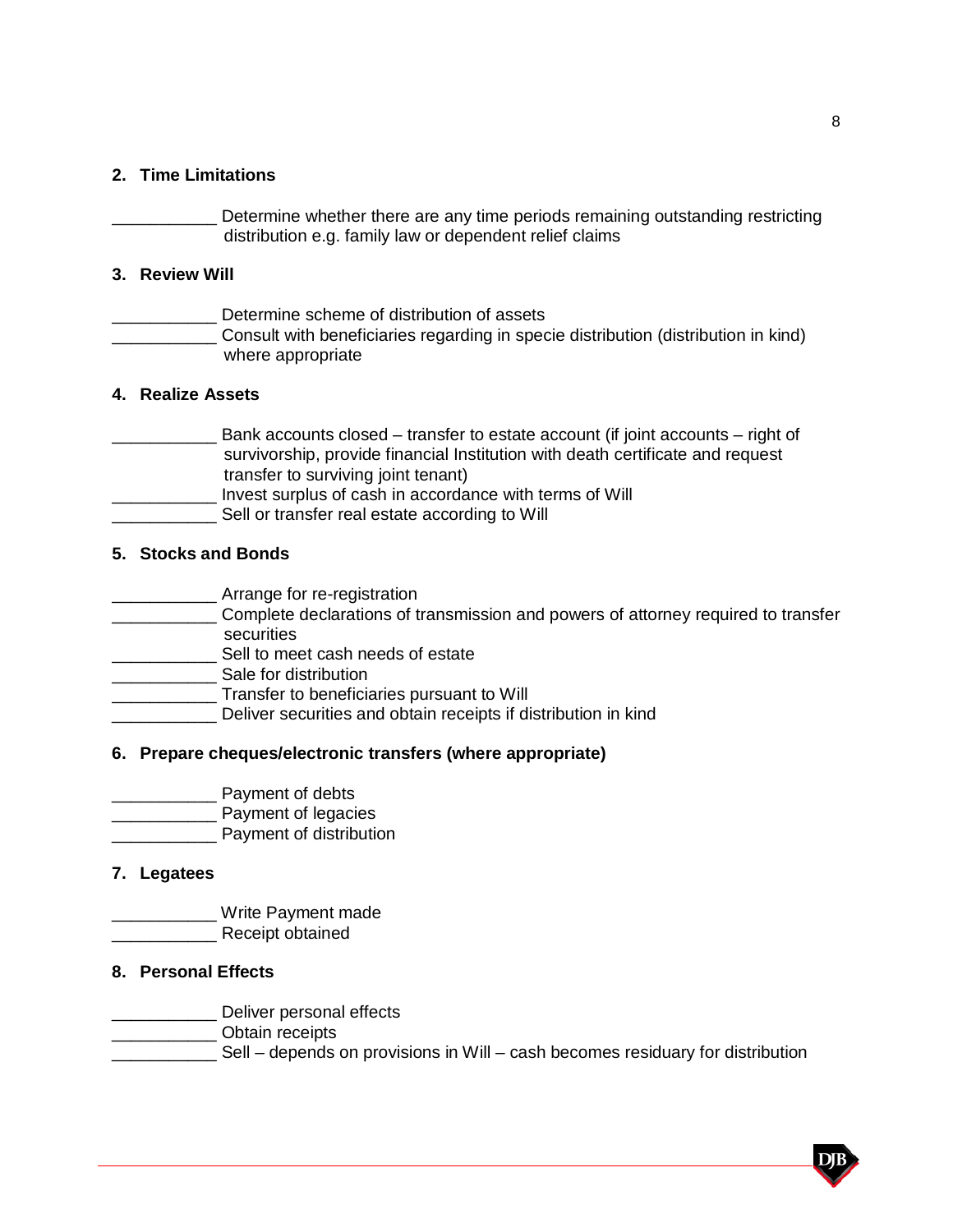**2. Time Limitations**

___________ Determine whether there are any time periods remaining outstanding restricting distribution e.g. family law or dependent relief claims

**3. Review Will**

___________ Determine scheme of distribution of assets
___________ Consult with beneficiaries regarding in specie distribution (distribution in kind) where appropriate

**4. Realize Assets**

___________ Bank accounts closed – transfer to estate account (if joint accounts – right of survivorship, provide financial Institution with death certificate and request transfer to surviving joint tenant)
___________ Invest surplus of cash in accordance with terms of Will
___________ Sell or transfer real estate according to Will

**5. Stocks and Bonds**

___________ Arrange for re-registration
___________ Complete declarations of transmission and powers of attorney required to transfer securities
___________ Sell to meet cash needs of estate
___________ Sale for distribution
___________ Transfer to beneficiaries pursuant to Will
___________ Deliver securities and obtain receipts if distribution in kind

**6. Prepare cheques/electronic transfers (where appropriate)**

___________ Payment of debts
___________ Payment of legacies
___________ Payment of distribution

**7. Legatees**

___________ Write Payment made
___________ Receipt obtained

**8. Personal Effects**

___________ Deliver personal effects
___________ Obtain receipts
___________ Sell – depends on provisions in Will – cash becomes residuary for distribution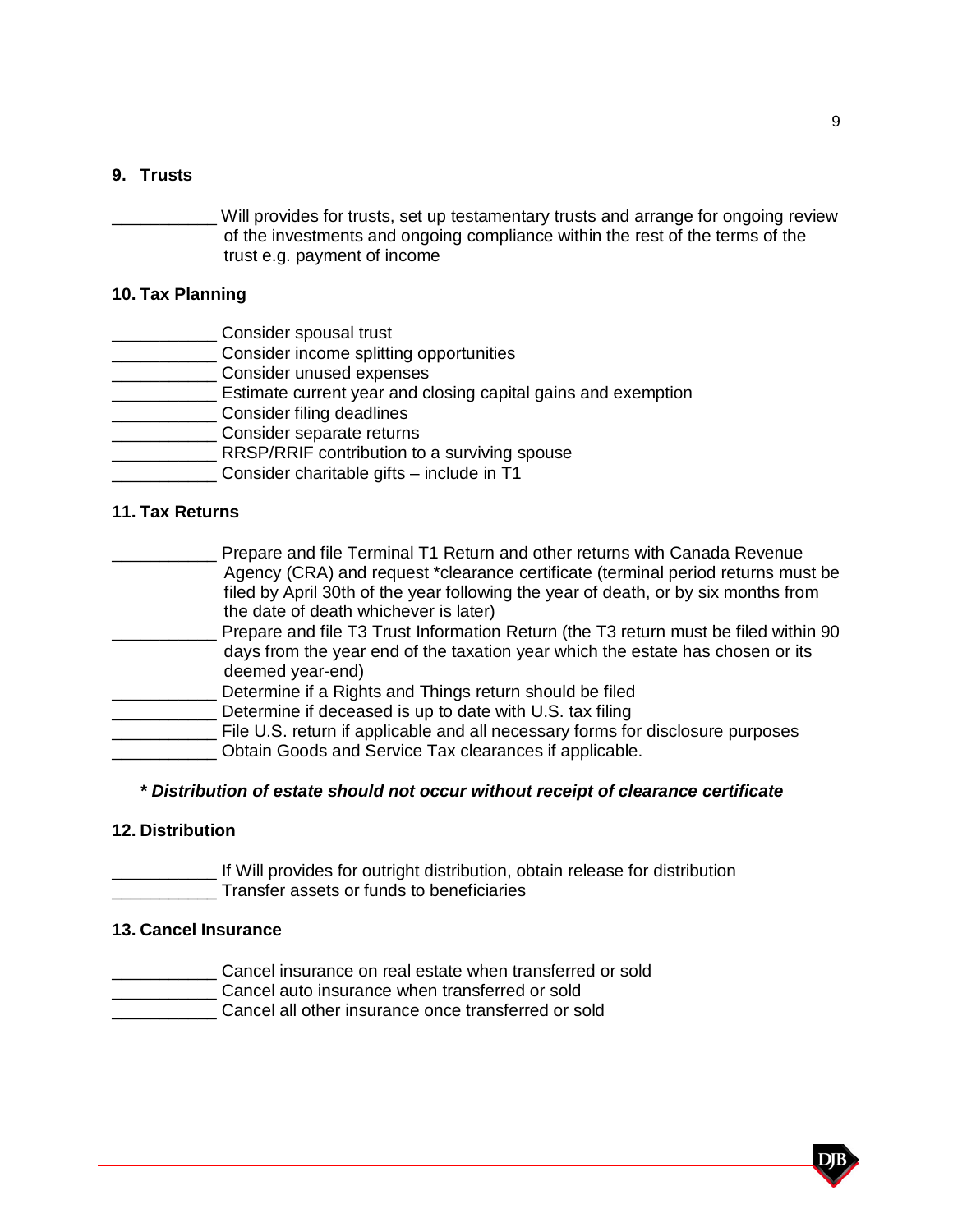## 9. Trusts

___________ Will provides for trusts, set up testamentary trusts and arrange for ongoing review of the investments and ongoing compliance within the rest of the terms of the trust e.g. payment of income

## 10. Tax Planning

___________ Consider spousal trust
___________ Consider income splitting opportunities
___________ Consider unused expenses
___________ Estimate current year and closing capital gains and exemption
___________ Consider filing deadlines
___________ Consider separate returns
___________ RRSP/RRIF contribution to a surviving spouse
___________ Consider charitable gifts – include in T1

## 11. Tax Returns

___________ Prepare and file Terminal T1 Return and other returns with Canada Revenue Agency (CRA) and request *clearance certificate (terminal period returns must be filed by April 30th of the year following the year of death, or by six months from the date of death whichever is later)
___________ Prepare and file T3 Trust Information Return (the T3 return must be filed within 90 days from the year end of the taxation year which the estate has chosen or its deemed year-end)
___________ Determine if a Rights and Things return should be filed
___________ Determine if deceased is up to date with U.S. tax filing
___________ File U.S. return if applicable and all necessary forms for disclosure purposes
___________ Obtain Goods and Service Tax clearances if applicable.

***** ***Distribution of estate should not occur without receipt of clearance certificate***

## 12. Distribution

___________ If Will provides for outright distribution, obtain release for distribution
___________ Transfer assets or funds to beneficiaries

## 13. Cancel Insurance

___________ Cancel insurance on real estate when transferred or sold
___________ Cancel auto insurance when transferred or sold
___________ Cancel all other insurance once transferred or sold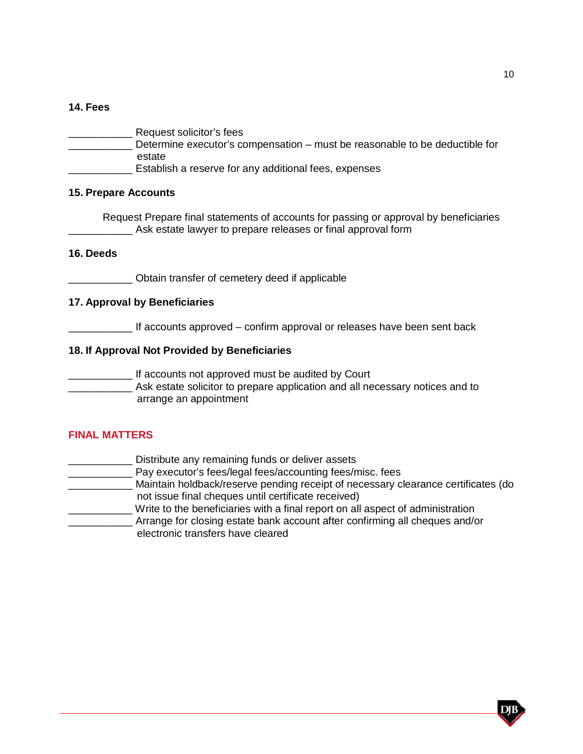## 14. Fees

___________ Request solicitor's fees
___________ Determine executor's compensation – must be reasonable to be deductible for estate
___________ Establish a reserve for any additional fees, expenses

## 15. Prepare Accounts

Request Prepare final statements of accounts for passing or approval by beneficiaries
___________ Ask estate lawyer to prepare releases or final approval form

## 16. Deeds

___________ Obtain transfer of cemetery deed if applicable

## 17. Approval by Beneficiaries

___________ If accounts approved – confirm approval or releases have been sent back

## 18. If Approval Not Provided by Beneficiaries

___________ If accounts not approved must be audited by Court
___________ Ask estate solicitor to prepare application and all necessary notices and to arrange an appointment

## FINAL MATTERS

___________ Distribute any remaining funds or deliver assets
___________ Pay executor's fees/legal fees/accounting fees/misc. fees
___________ Maintain holdback/reserve pending receipt of necessary clearance certificates (do not issue final cheques until certificate received)
___________ Write to the beneficiaries with a final report on all aspect of administration
___________ Arrange for closing estate bank account after confirming all cheques and/or electronic transfers have cleared